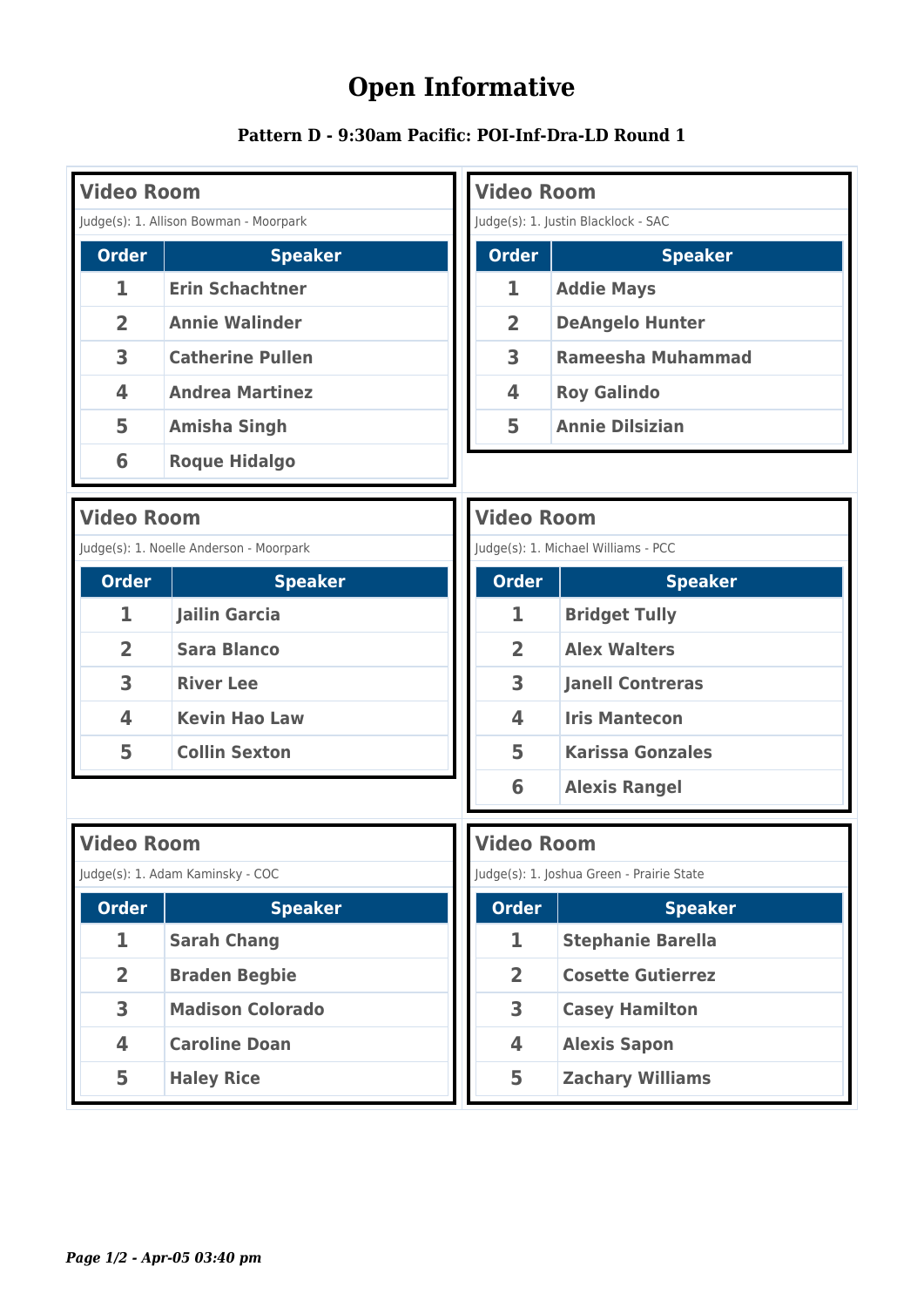# Open Informative

### Pattern D - 9:30am Pacific: POI-Inf-Dra-LD Round 1

## Video Room

Judge(s): 1. Allison Bowman - Moorpark

| Order | Speaker |
|---|---|
| 1 | Erin Schachtner |
| 2 | Annie Walinder |
| 3 | Catherine Pullen |
| 4 | Andrea Martinez |
| 5 | Amisha Singh |
| 6 | Roque Hidalgo |

## Video Room

Judge(s): 1. Justin Blacklock - SAC

| Order | Speaker |
|---|---|
| 1 | Addie Mays |
| 2 | DeAngelo Hunter |
| 3 | Rameesha Muhammad |
| 4 | Roy Galindo |
| 5 | Annie Dilsizian |

## Video Room

Judge(s): 1. Noelle Anderson - Moorpark

| Order | Speaker |
|---|---|
| 1 | Jailin Garcia |
| 2 | Sara Blanco |
| 3 | River Lee |
| 4 | Kevin Hao Law |
| 5 | Collin Sexton |

## Video Room

Judge(s): 1. Michael Williams - PCC

| Order | Speaker |
|---|---|
| 1 | Bridget Tully |
| 2 | Alex Walters |
| 3 | Janell Contreras |
| 4 | Iris Mantecon |
| 5 | Karissa Gonzales |
| 6 | Alexis Rangel |

## Video Room

Judge(s): 1. Adam Kaminsky - COC

| Order | Speaker |
|---|---|
| 1 | Sarah Chang |
| 2 | Braden Begbie |
| 3 | Madison Colorado |
| 4 | Caroline Doan |
| 5 | Haley Rice |

## Video Room

Judge(s): 1. Joshua Green - Prairie State

| Order | Speaker |
|---|---|
| 1 | Stephanie Barella |
| 2 | Cosette Gutierrez |
| 3 | Casey Hamilton |
| 4 | Alexis Sapon |
| 5 | Zachary Williams |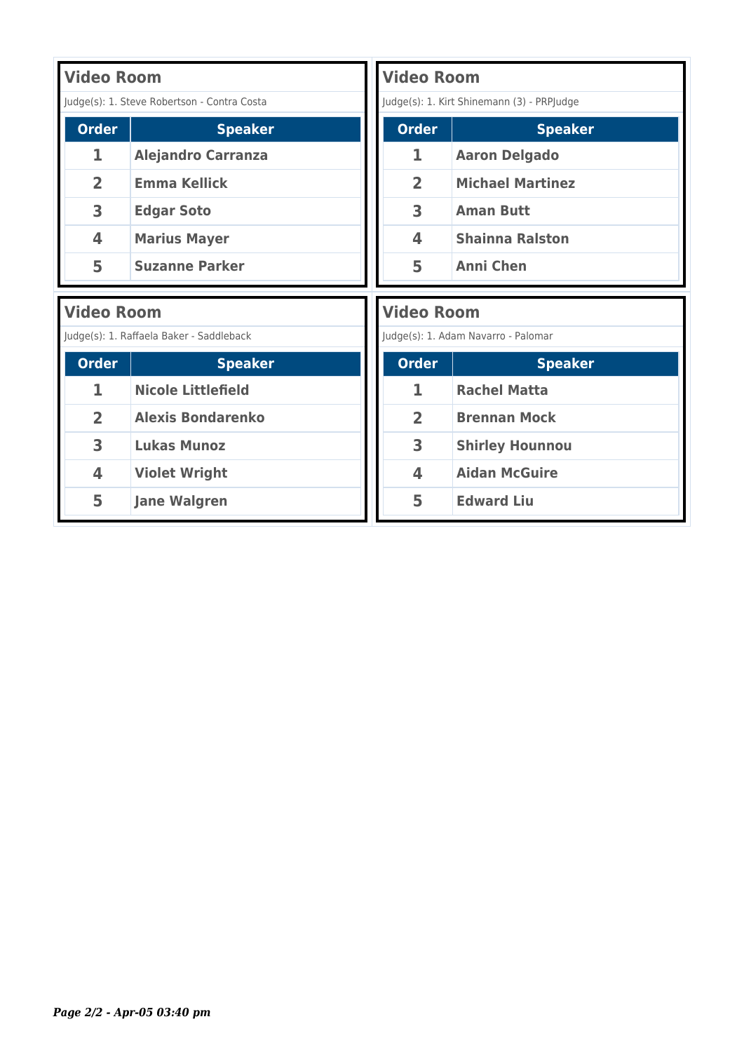## Video Room

Judge(s): 1. Steve Robertson - Contra Costa

| Order | Speaker |
|---|---|
| 1 | Alejandro Carranza |
| 2 | Emma Kellick |
| 3 | Edgar Soto |
| 4 | Marius Mayer |
| 5 | Suzanne Parker |

## Video Room

Judge(s): 1. Kirt Shinemann (3) - PRPJudge

| Order | Speaker |
|---|---|
| 1 | Aaron Delgado |
| 2 | Michael Martinez |
| 3 | Aman Butt |
| 4 | Shainna Ralston |
| 5 | Anni Chen |

## Video Room

Judge(s): 1. Raffaela Baker - Saddleback

| Order | Speaker |
|---|---|
| 1 | Nicole Littlefield |
| 2 | Alexis Bondarenko |
| 3 | Lukas Munoz |
| 4 | Violet Wright |
| 5 | Jane Walgren |

## Video Room

Judge(s): 1. Adam Navarro - Palomar

| Order | Speaker |
|---|---|
| 1 | Rachel Matta |
| 2 | Brennan Mock |
| 3 | Shirley Hounnou |
| 4 | Aidan McGuire |
| 5 | Edward Liu |